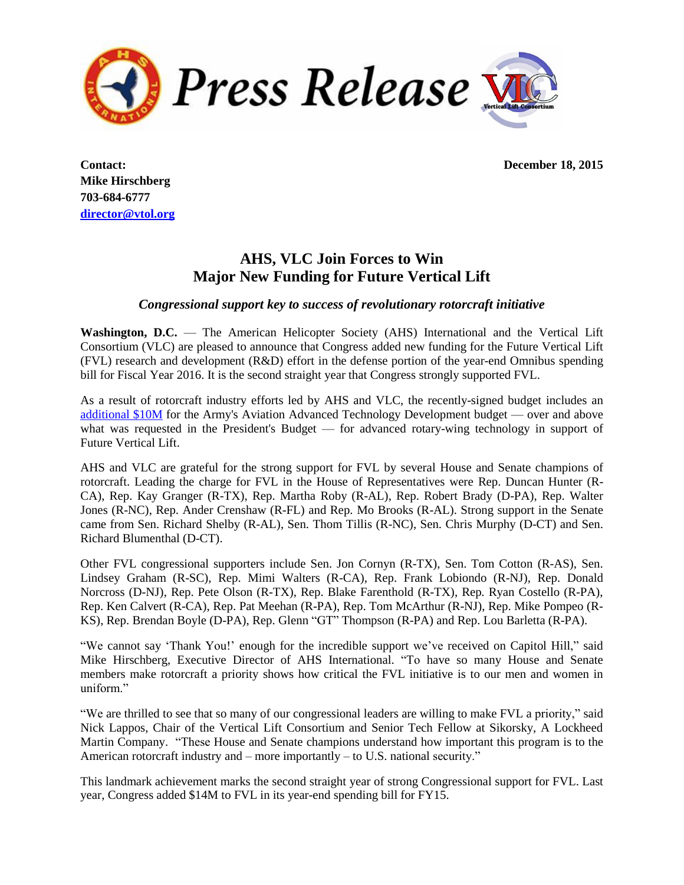# Press Release

**Contact:**
**Mike Hirschberg**
**703-684-6777**
**director@vtol.org**

**December 18, 2015**

## AHS, VLC Join Forces to Win Major New Funding for Future Vertical Lift

***Congressional support key to success of revolutionary rotorcraft initiative***

**Washington, D.C.** — The American Helicopter Society (AHS) International and the Vertical Lift Consortium (VLC) are pleased to announce that Congress added new funding for the Future Vertical Lift (FVL) research and development (R&D) effort in the defense portion of the year-end Omnibus spending bill for Fiscal Year 2016. It is the second straight year that Congress strongly supported FVL.

As a result of rotorcraft industry efforts led by AHS and VLC, the recently-signed budget includes an additional $10M for the Army's Aviation Advanced Technology Development budget — over and above what was requested in the President's Budget — for advanced rotary-wing technology in support of Future Vertical Lift.

AHS and VLC are grateful for the strong support for FVL by several House and Senate champions of rotorcraft. Leading the charge for FVL in the House of Representatives were Rep. Duncan Hunter (R-CA), Rep. Kay Granger (R-TX), Rep. Martha Roby (R-AL), Rep. Robert Brady (D-PA), Rep. Walter Jones (R-NC), Rep. Ander Crenshaw (R-FL) and Rep. Mo Brooks (R-AL). Strong support in the Senate came from Sen. Richard Shelby (R-AL), Sen. Thom Tillis (R-NC), Sen. Chris Murphy (D-CT) and Sen. Richard Blumenthal (D-CT).

Other FVL congressional supporters include Sen. Jon Cornyn (R-TX), Sen. Tom Cotton (R-AS), Sen. Lindsey Graham (R-SC), Rep. Mimi Walters (R-CA), Rep. Frank Lobiondo (R-NJ), Rep. Donald Norcross (D-NJ), Rep. Pete Olson (R-TX), Rep. Blake Farenthold (R-TX), Rep. Ryan Costello (R-PA), Rep. Ken Calvert (R-CA), Rep. Pat Meehan (R-PA), Rep. Tom McArthur (R-NJ), Rep. Mike Pompeo (R-KS), Rep. Brendan Boyle (D-PA), Rep. Glenn "GT" Thompson (R-PA) and Rep. Lou Barletta (R-PA).

"We cannot say 'Thank You!' enough for the incredible support we've received on Capitol Hill," said Mike Hirschberg, Executive Director of AHS International. "To have so many House and Senate members make rotorcraft a priority shows how critical the FVL initiative is to our men and women in uniform."

"We are thrilled to see that so many of our congressional leaders are willing to make FVL a priority," said Nick Lappos, Chair of the Vertical Lift Consortium and Senior Tech Fellow at Sikorsky, A Lockheed Martin Company. "These House and Senate champions understand how important this program is to the American rotorcraft industry and – more importantly – to U.S. national security."

This landmark achievement marks the second straight year of strong Congressional support for FVL. Last year, Congress added $14M to FVL in its year-end spending bill for FY15.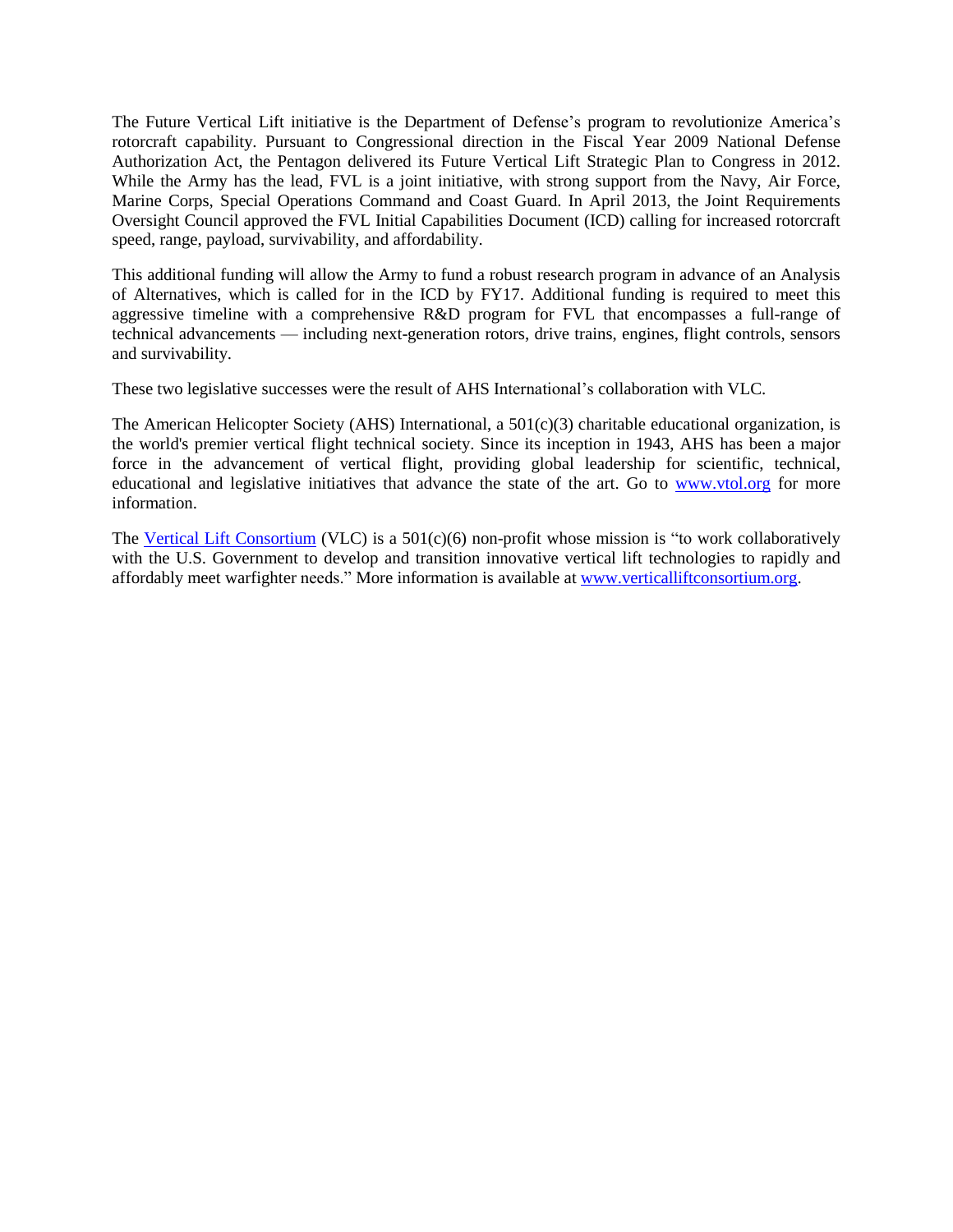The Future Vertical Lift initiative is the Department of Defense's program to revolutionize America's rotorcraft capability. Pursuant to Congressional direction in the Fiscal Year 2009 National Defense Authorization Act, the Pentagon delivered its Future Vertical Lift Strategic Plan to Congress in 2012. While the Army has the lead, FVL is a joint initiative, with strong support from the Navy, Air Force, Marine Corps, Special Operations Command and Coast Guard. In April 2013, the Joint Requirements Oversight Council approved the FVL Initial Capabilities Document (ICD) calling for increased rotorcraft speed, range, payload, survivability, and affordability.

This additional funding will allow the Army to fund a robust research program in advance of an Analysis of Alternatives, which is called for in the ICD by FY17. Additional funding is required to meet this aggressive timeline with a comprehensive R&D program for FVL that encompasses a full-range of technical advancements — including next-generation rotors, drive trains, engines, flight controls, sensors and survivability.

These two legislative successes were the result of AHS International's collaboration with VLC.

The American Helicopter Society (AHS) International, a 501(c)(3) charitable educational organization, is the world's premier vertical flight technical society. Since its inception in 1943, AHS has been a major force in the advancement of vertical flight, providing global leadership for scientific, technical, educational and legislative initiatives that advance the state of the art. Go to [www.vtol.org](http://www.vtol.org) for more information.

The [Vertical Lift Consortium](http://www.verticalliftconsortium.org) (VLC) is a 501(c)(6) non-profit whose mission is "to work collaboratively with the U.S. Government to develop and transition innovative vertical lift technologies to rapidly and affordably meet warfighter needs." More information is available at [www.verticalliftconsortium.org](http://www.verticalliftconsortium.org).